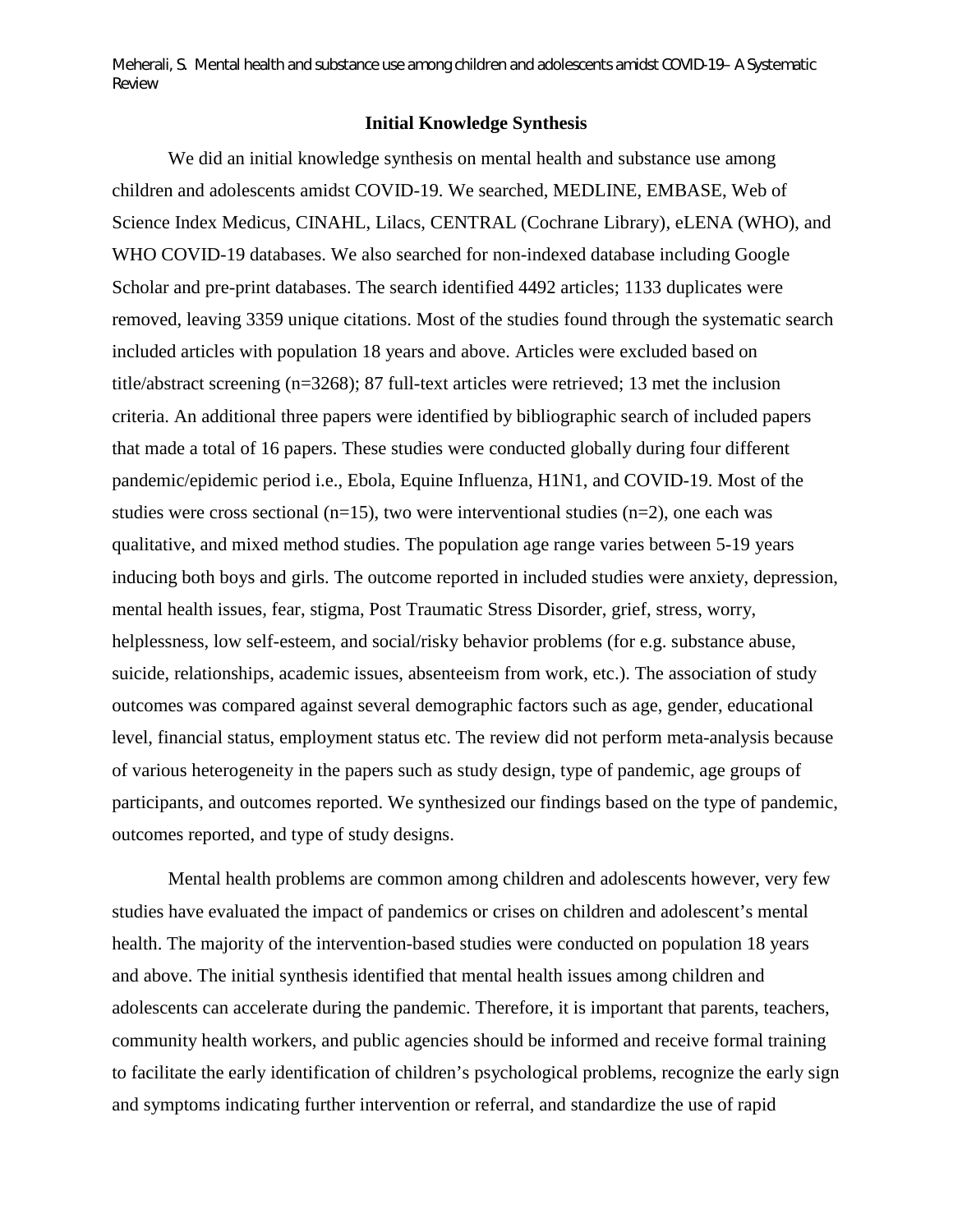## Initial Knowledge Synthesis

We did an initial knowledge synthesis on mental health and substance use among children and adolescents amidst COVID-19. We searched, MEDLINE, EMBASE, Web of Science Index Medicus, CINAHL, Lilacs, CENTRAL (Cochrane Library), eLENA (WHO), and WHO COVID-19 databases. We also searched for non-indexed database including Google Scholar and pre-print databases. The search identified 4492 articles; 1133 duplicates were removed, leaving 3359 unique citations. Most of the studies found through the systematic search included articles with population 18 years and above. Articles were excluded based on title/abstract screening (n=3268); 87 full-text articles were retrieved; 13 met the inclusion criteria. An additional three papers were identified by bibliographic search of included papers that made a total of 16 papers. These studies were conducted globally during four different pandemic/epidemic period i.e., Ebola, Equine Influenza, H1N1, and COVID-19. Most of the studies were cross sectional (n=15), two were interventional studies (n=2), one each was qualitative, and mixed method studies. The population age range varies between 5-19 years inducing both boys and girls. The outcome reported in included studies were anxiety, depression, mental health issues, fear, stigma, Post Traumatic Stress Disorder, grief, stress, worry, helplessness, low self-esteem, and social/risky behavior problems (for e.g. substance abuse, suicide, relationships, academic issues, absenteeism from work, etc.). The association of study outcomes was compared against several demographic factors such as age, gender, educational level, financial status, employment status etc. The review did not perform meta-analysis because of various heterogeneity in the papers such as study design, type of pandemic, age groups of participants, and outcomes reported. We synthesized our findings based on the type of pandemic, outcomes reported, and type of study designs.

Mental health problems are common among children and adolescents however, very few studies have evaluated the impact of pandemics or crises on children and adolescent's mental health. The majority of the intervention-based studies were conducted on population 18 years and above. The initial synthesis identified that mental health issues among children and adolescents can accelerate during the pandemic. Therefore, it is important that parents, teachers, community health workers, and public agencies should be informed and receive formal training to facilitate the early identification of children's psychological problems, recognize the early sign and symptoms indicating further intervention or referral, and standardize the use of rapid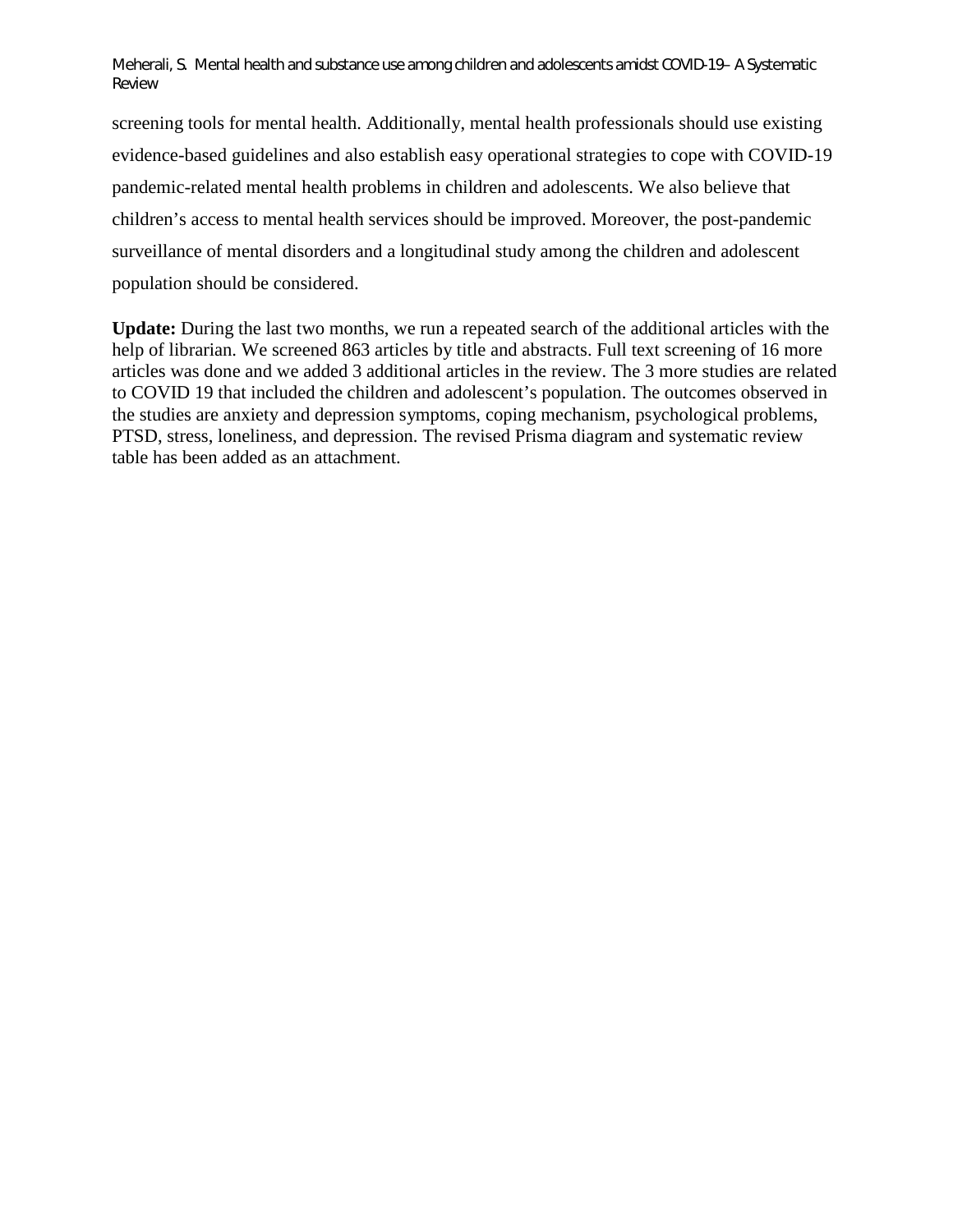screening tools for mental health. Additionally, mental health professionals should use existing evidence-based guidelines and also establish easy operational strategies to cope with COVID-19 pandemic-related mental health problems in children and adolescents. We also believe that children's access to mental health services should be improved. Moreover, the post-pandemic surveillance of mental disorders and a longitudinal study among the children and adolescent population should be considered.

**Update:** During the last two months, we run a repeated search of the additional articles with the help of librarian. We screened 863 articles by title and abstracts. Full text screening of 16 more articles was done and we added 3 additional articles in the review. The 3 more studies are related to COVID 19 that included the children and adolescent's population. The outcomes observed in the studies are anxiety and depression symptoms, coping mechanism, psychological problems, PTSD, stress, loneliness, and depression. The revised Prisma diagram and systematic review table has been added as an attachment.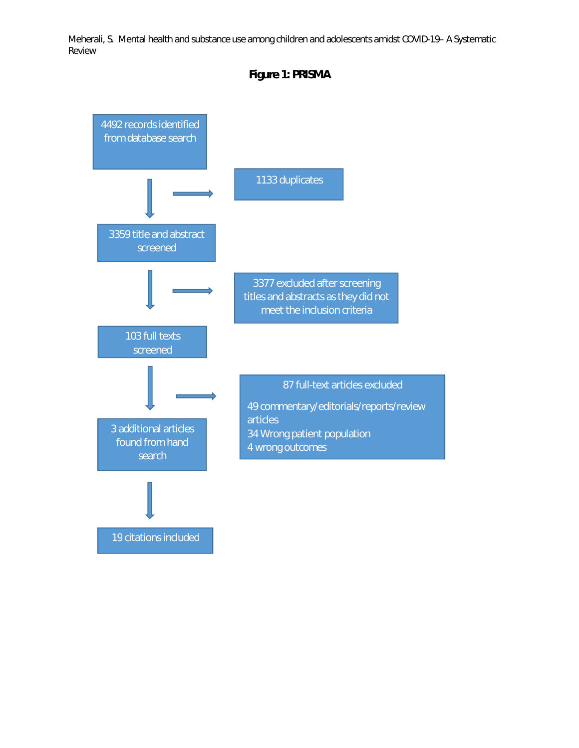**Figure 1: PRISMA**

4492 records identified from database search

→ 1133 duplicates

3359 title and abstract screened

→ 3377 excluded after screening titles and abstracts as they did not meet the inclusion criteria

103 full texts screened

→ 87 full-text articles excluded

49 commentary/editorials/reports/review articles
34 Wrong patient population
4 wrong outcomes

3 additional articles found from hand search

19 citations included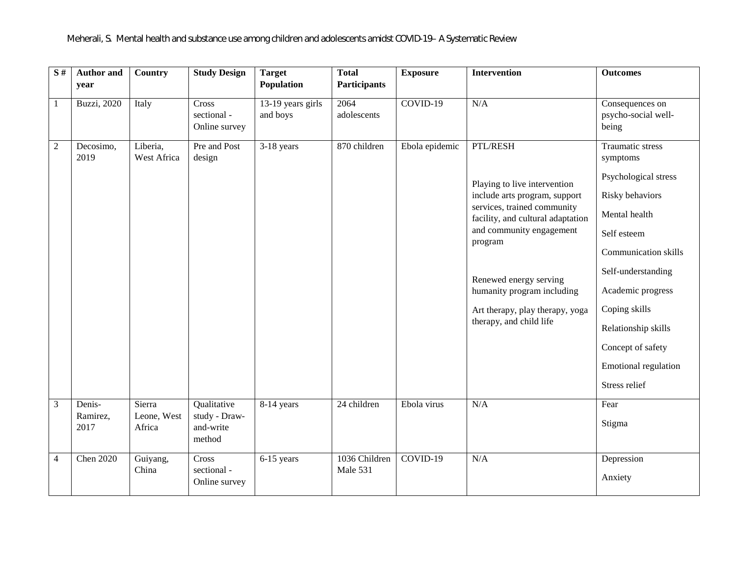| S # | Author and year | Country | Study Design | Target Population | Total Participants | Exposure | Intervention | Outcomes |
|---|---|---|---|---|---|---|---|---|
| 1 | Buzzi, 2020 | Italy | Cross sectional - Online survey | 13-19 years girls and boys | 2064 adolescents | COVID-19 | N/A | Consequences on psycho-social well-being |
| 2 | Decosimo, 2019 | Liberia, West Africa | Pre and Post design | 3-18 years | 870 children | Ebola epidemic | PTL/RESH<br><br>Playing to live intervention include arts program, support services, trained community facility, and cultural adaptation and community engagement program<br><br>Renewed energy serving humanity program including<br><br>Art therapy, play therapy, yoga therapy, and child life | Traumatic stress symptoms<br><br>Psychological stress<br><br>Risky behaviors<br><br>Mental health<br><br>Self esteem<br><br>Communication skills<br><br>Self-understanding<br><br>Academic progress<br><br>Coping skills<br><br>Relationship skills<br><br>Concept of safety<br><br>Emotional regulation<br><br>Stress relief |
| 3 | Denis-Ramirez, 2017 | Sierra Leone, West Africa | Qualitative study - Draw-and-write method | 8-14 years | 24 children | Ebola virus | N/A | Fear<br><br>Stigma |
| 4 | Chen 2020 | Guiyang, China | Cross sectional - Online survey | 6-15 years | 1036 Children Male 531 | COVID-19 | N/A | Depression<br><br>Anxiety |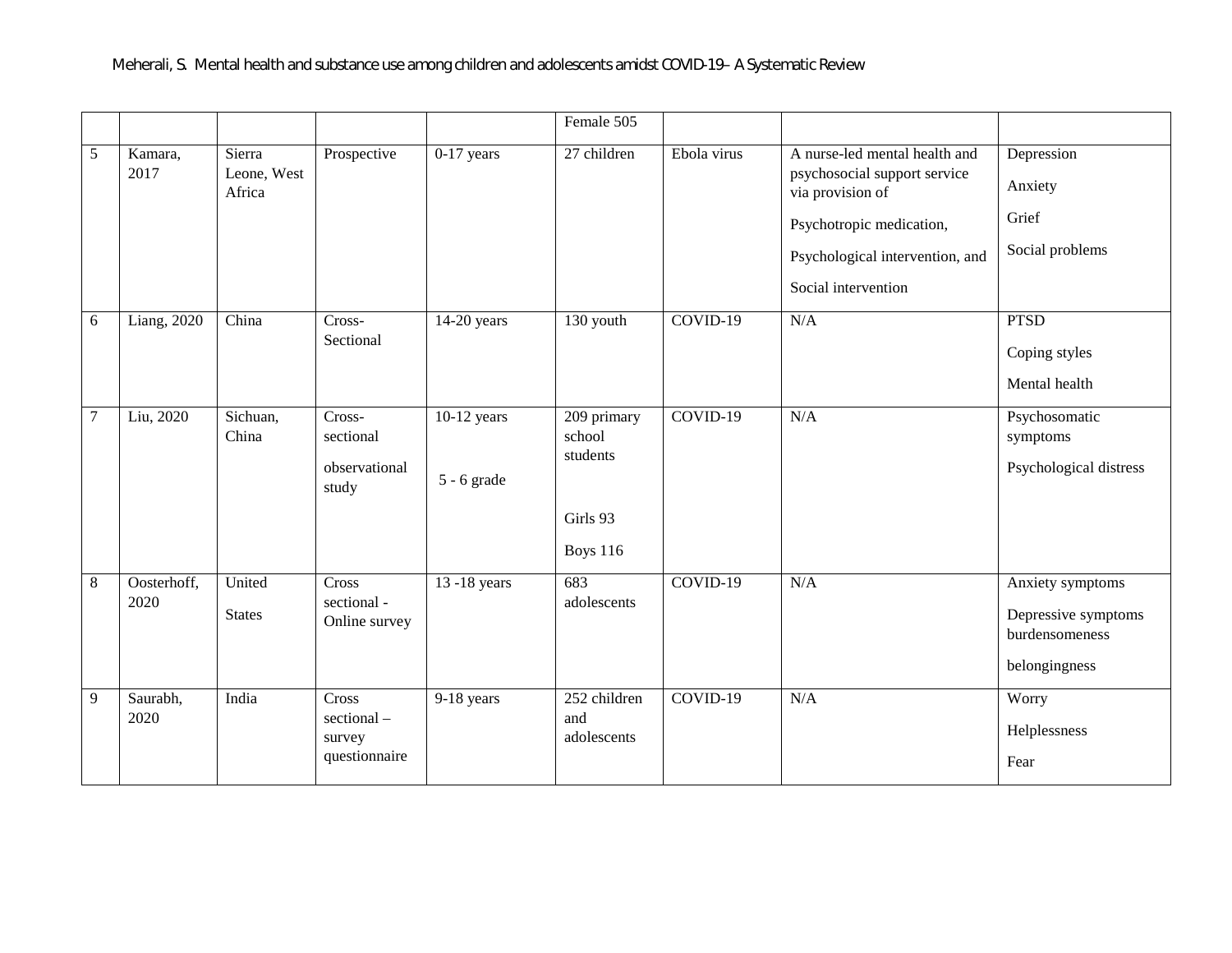|   |   |   |   |   | Female 505 |   |   |   |
|---|---|---|---|---|---|---|---|---|
| 5 | Kamara, 2017 | Sierra Leone, West Africa | Prospective | 0-17 years | 27 children | Ebola virus | A nurse-led mental health and psychosocial support service via provision of<br>Psychotropic medication,<br>Psychological intervention, and<br>Social intervention | Depression<br>Anxiety<br>Grief<br>Social problems |
| 6 | Liang, 2020 | China | Cross-Sectional | 14-20 years | 130 youth | COVID-19 | N/A | PTSD<br>Coping styles<br>Mental health |
| 7 | Liu, 2020 | Sichuan, China | Cross-sectional<br>observational study | 10-12 years<br>5 - 6 grade | 209 primary school students<br>Girls 93<br>Boys 116 | COVID-19 | N/A | Psychosomatic symptoms<br>Psychological distress |
| 8 | Oosterhoff, 2020 | United States | Cross sectional - Online survey | 13 -18 years | 683 adolescents | COVID-19 | N/A | Anxiety symptoms<br>Depressive symptoms burdensomeness<br>belongingness |
| 9 | Saurabh, 2020 | India | Cross sectional – survey questionnaire | 9-18 years | 252 children and adolescents | COVID-19 | N/A | Worry<br>Helplessness<br>Fear |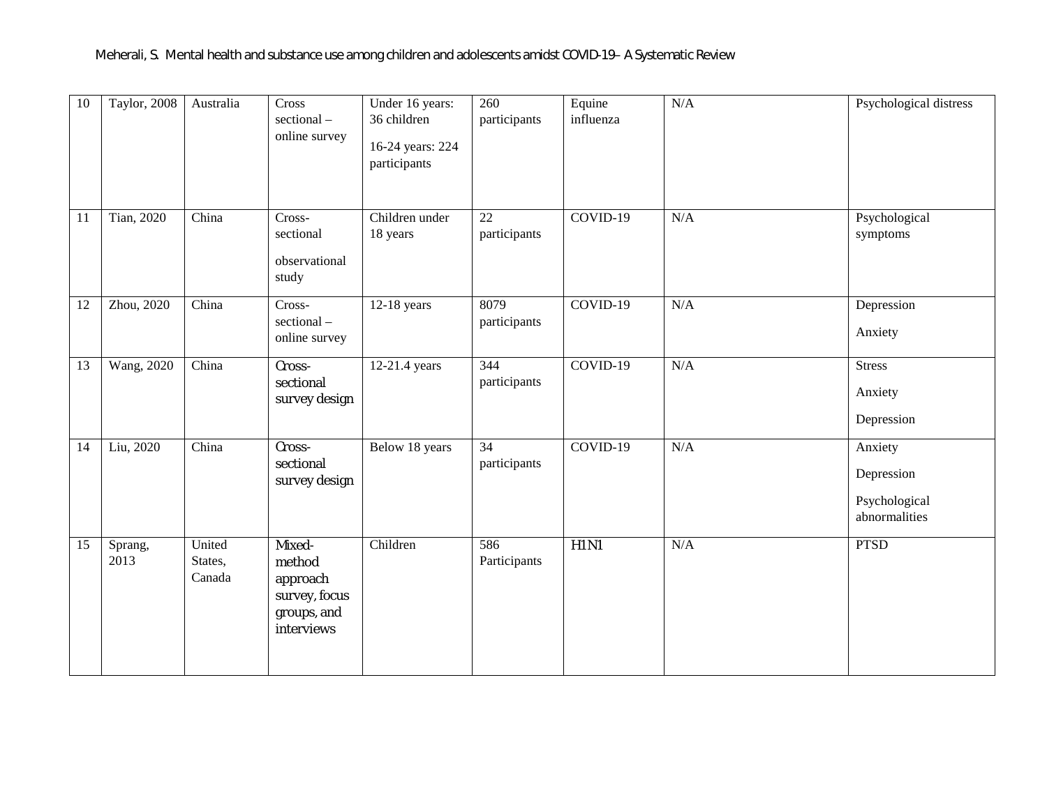| 10 | Taylor, 2008 | Australia | Cross sectional – online survey | Under 16 years: 36 children<br><br>16-24 years: 224 participants | 260 participants | Equine influenza | N/A | Psychological distress |
|---|---|---|---|---|---|---|---|---|
| 11 | Tian, 2020 | China | Cross-sectional<br><br>observational study | Children under 18 years | 22 participants | COVID-19 | N/A | Psychological symptoms |
| 12 | Zhou, 2020 | China | Cross-sectional – online survey | 12-18 years | 8079 participants | COVID-19 | N/A | Depression<br><br>Anxiety |
| 13 | Wang, 2020 | China | Cross-sectional survey design | 12-21.4 years | 344 participants | COVID-19 | N/A | Stress<br><br>Anxiety<br><br>Depression |
| 14 | Liu, 2020 | China | Cross-sectional survey design | Below 18 years | 34 participants | COVID-19 | N/A | Anxiety<br><br>Depression<br><br>Psychological abnormalities |
| 15 | Sprang, 2013 | United States, Canada | Mixed-method approach survey, focus groups, and interviews | Children | 586 Participants | H1N1 | N/A | PTSD |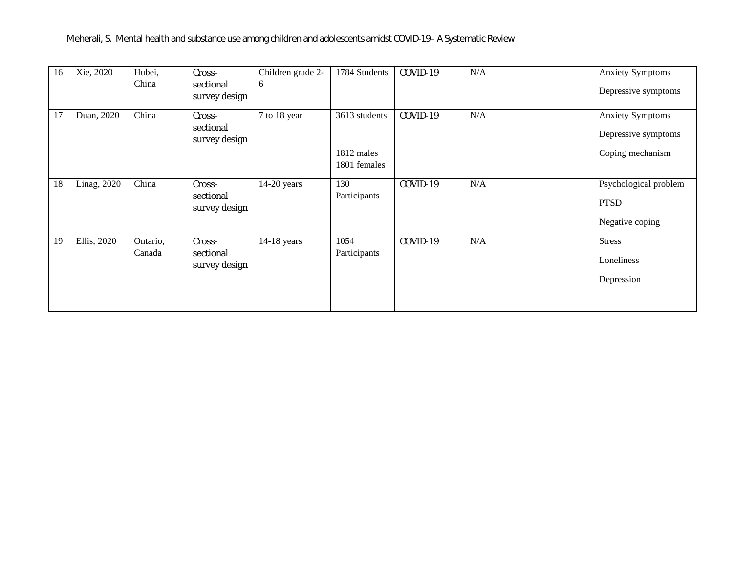| | | | | | | | | |
|---|---|---|---|---|---|---|---|---|
| 16 | Xie, 2020 | Hubei, China | Cross-sectional survey design | Children grade 2-6 | 1784 Students | COVID-19 | N/A | Anxiety Symptoms<br>Depressive symptoms |
| 17 | Duan, 2020 | China | Cross-sectional survey design | 7 to 18 year | 3613 students<br><br>1812 males<br>1801 females | COVID-19 | N/A | Anxiety Symptoms<br>Depressive symptoms<br>Coping mechanism |
| 18 | Linag, 2020 | China | Cross-sectional survey design | 14-20 years | 130 Participants | COVID-19 | N/A | Psychological problem<br>PTSD<br>Negative coping |
| 19 | Ellis, 2020 | Ontario, Canada | Cross-sectional survey design | 14-18 years | 1054 Participants | COVID-19 | N/A | Stress<br>Loneliness<br>Depression |